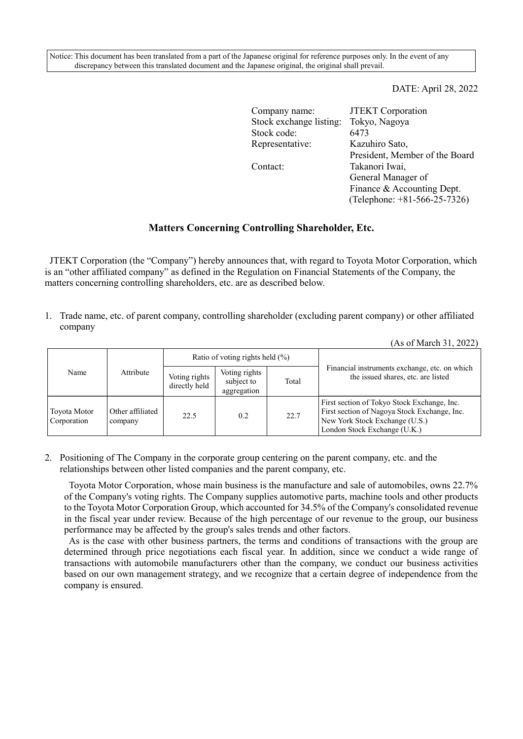Notice: This document has been translated from a part of the Japanese original for reference purposes only. In the event of any discrepancy between this translated document and the Japanese original, the original shall prevail.

DATE: April 28, 2022

Company name: JTEKT Corporation
Stock exchange listing: Tokyo, Nagoya
Stock code: 6473
Representative: Kazuhiro Sato, President, Member of the Board
Contact: Takanori Iwai, General Manager of Finance & Accounting Dept. (Telephone: +81-566-25-7326)

# Matters Concerning Controlling Shareholder, Etc.

JTEKT Corporation (the "Company") hereby announces that, with regard to Toyota Motor Corporation, which is an "other affiliated company" as defined in the Regulation on Financial Statements of the Company, the matters concerning controlling shareholders, etc. are as described below.

1. Trade name, etc. of parent company, controlling shareholder (excluding parent company) or other affiliated company

(As of March 31, 2022)

| Name | Attribute | Ratio of voting rights held (%) | | | Financial instruments exchange, etc. on which the issued shares, etc. are listed |
|---|---|---|---|---|---|
| | | Voting rights directly held | Voting rights subject to aggregation | Total | |
| Toyota Motor Corporation | Other affiliated company | 22.5 | 0.2 | 22.7 | First section of Tokyo Stock Exchange, Inc.<br>First section of Nagoya Stock Exchange, Inc.<br>New York Stock Exchange (U.S.)<br>London Stock Exchange (U.K.) |

2. Positioning of The Company in the corporate group centering on the parent company, etc. and the relationships between other listed companies and the parent company, etc.

Toyota Motor Corporation, whose main business is the manufacture and sale of automobiles, owns 22.7% of the Company's voting rights. The Company supplies automotive parts, machine tools and other products to the Toyota Motor Corporation Group, which accounted for 34.5% of the Company's consolidated revenue in the fiscal year under review. Because of the high percentage of our revenue to the group, our business performance may be affected by the group's sales trends and other factors.

As is the case with other business partners, the terms and conditions of transactions with the group are determined through price negotiations each fiscal year. In addition, since we conduct a wide range of transactions with automobile manufacturers other than the company, we conduct our business activities based on our own management strategy, and we recognize that a certain degree of independence from the company is ensured.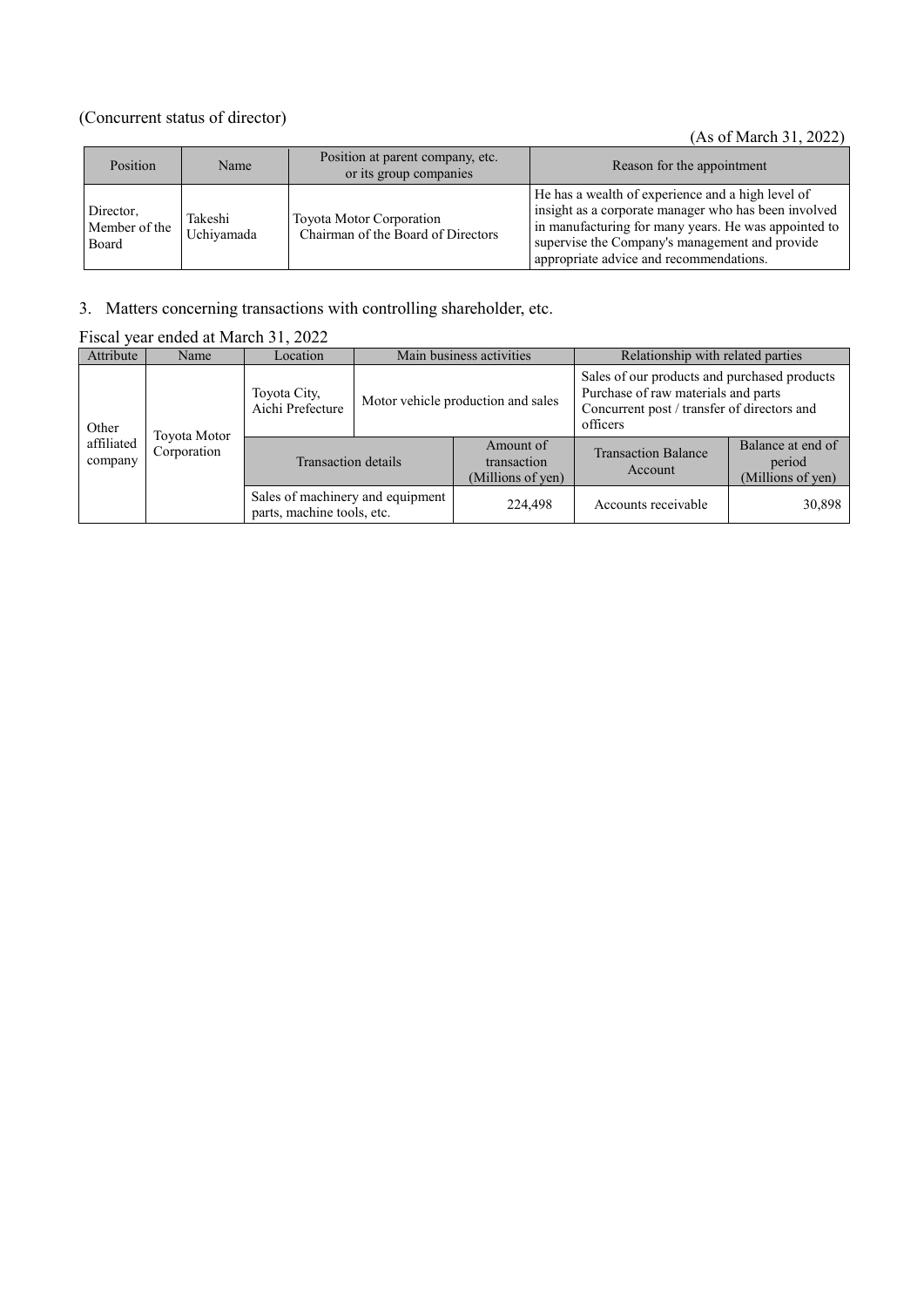(Concurrent status of director)

(As of March 31, 2022)

| Position | Name | Position at parent company, etc. or its group companies | Reason for the appointment |
|---|---|---|---|
| Director, Member of the Board | Takeshi Uchiyamada | Toyota Motor Corporation Chairman of the Board of Directors | He has a wealth of experience and a high level of insight as a corporate manager who has been involved in manufacturing for many years. He was appointed to supervise the Company's management and provide appropriate advice and recommendations. |

3. Matters concerning transactions with controlling shareholder, etc.

Fiscal year ended at March 31, 2022

| Attribute | Name | Location | Main business activities | | Relationship with related parties | |
|---|---|---|---|---|---|---|
| Other affiliated company | Toyota Motor Corporation | Toyota City, Aichi Prefecture | Motor vehicle production and sales | | Sales of our products and purchased products<br>Purchase of raw materials and parts<br>Concurrent post / transfer of directors and officers | |
| | | Transaction details | | Amount of transaction (Millions of yen) | Transaction Balance Account | Balance at end of period (Millions of yen) |
| | | Sales of machinery and equipment parts, machine tools, etc. | | 224,498 | Accounts receivable | 30,898 |